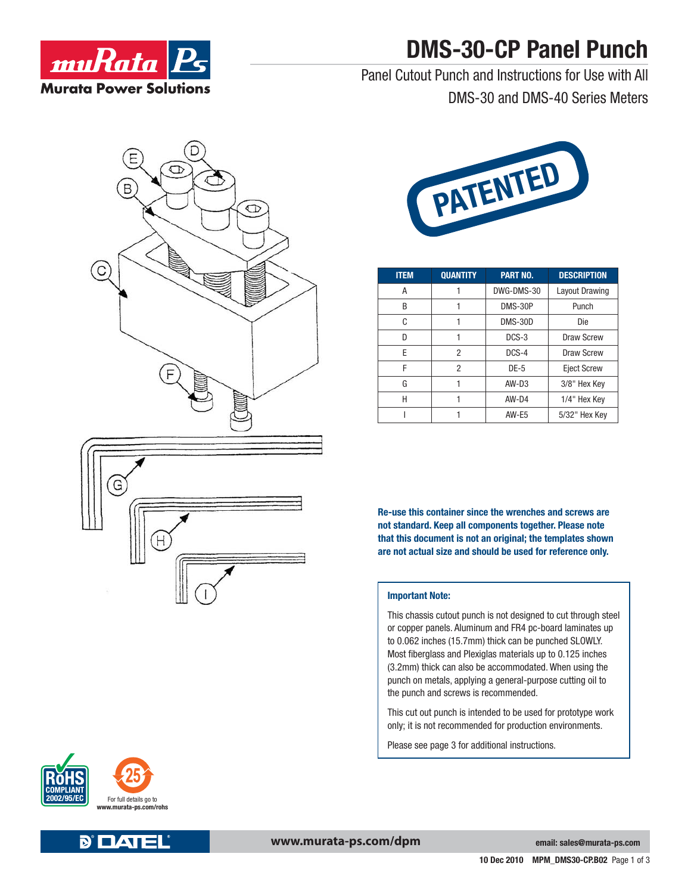# DMS-30-CP Panel Punch

Panel Cutout Punch and Instructions for Use with All DMS-30 and DMS-40 Series Meters

PATENTED

| ITEM | QUANTITY | PART NO. | DESCRIPTION |
|---|---|---|---|
| A | 1 | DWG-DMS-30 | Layout Drawing |
| B | 1 | DMS-30P | Punch |
| C | 1 | DMS-30D | Die |
| D | 1 | DCS-3 | Draw Screw |
| E | 2 | DCS-4 | Draw Screw |
| F | 2 | DE-5 | Eject Screw |
| G | 1 | AW-D3 | 3/8" Hex Key |
| H | 1 | AW-D4 | 1/4" Hex Key |
| I | 1 | AW-E5 | 5/32" Hex Key |

**Re-use this container since the wrenches and screws are not standard. Keep all components together. Please note that this document is not an original; the templates shown are not actual size and should be used for reference only.**

**Important Note:**

This chassis cutout punch is not designed to cut through steel or copper panels. Aluminum and FR4 pc-board laminates up to 0.062 inches (15.7mm) thick can be punched SLOWLY. Most fiberglass and Plexiglas materials up to 0.125 inches (3.2mm) thick can also be accommodated. When using the punch on metals, applying a general-purpose cutting oil to the punch and screws is recommended.

This cut out punch is intended to be used for prototype work only; it is not recommended for production environments.

Please see page 3 for additional instructions.

RoHS COMPLIANT 2002/95/EC

For full details go to www.murata-ps.com/rohs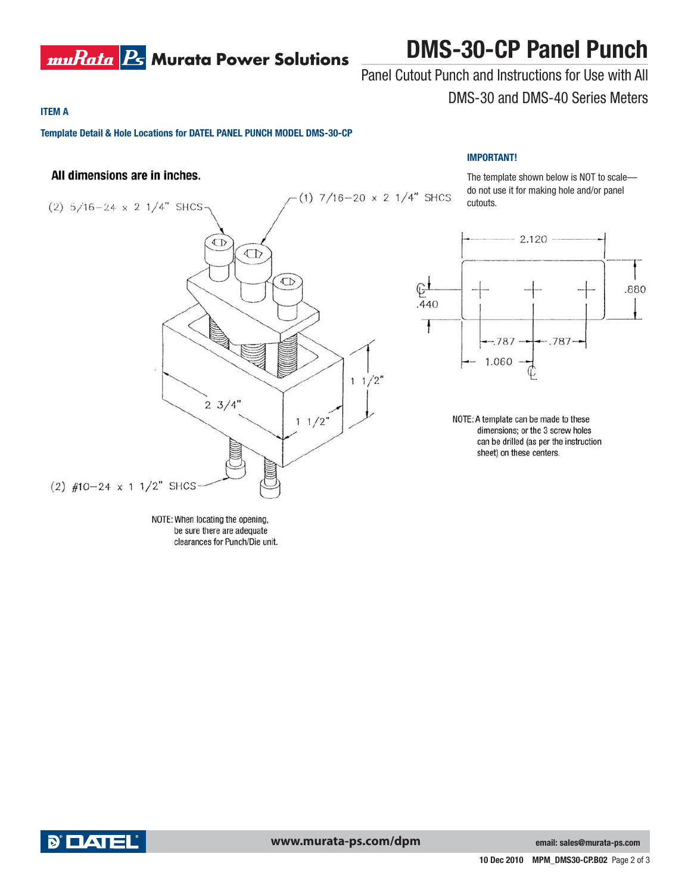# DMS-30-CP Panel Punch

Panel Cutout Punch and Instructions for Use with All DMS-30 and DMS-40 Series Meters

**ITEM A**

**Template Detail & Hole Locations for DATEL PANEL PUNCH MODEL DMS-30-CP**

**All dimensions are in inches.**

(2) 5/16–24 x 2 1/4" SHCS

(1) 7/16–20 x 2 1/4" SHCS

2 3/4"

1 1/2"

1 1/2"

(2) #10–24 x 1 1/2" SHCS

NOTE: When locating the opening, be sure there are adequate clearances for Punch/Die unit.

**IMPORTANT!**

The template shown below is NOT to scale—do not use it for making hole and/or panel cutouts.

2.120

.880

.440

.787 .787

1.060

NOTE: A template can be made to these dimensions; or the 3 screw holes can be drilled (as per the instruction sheet) on these centers.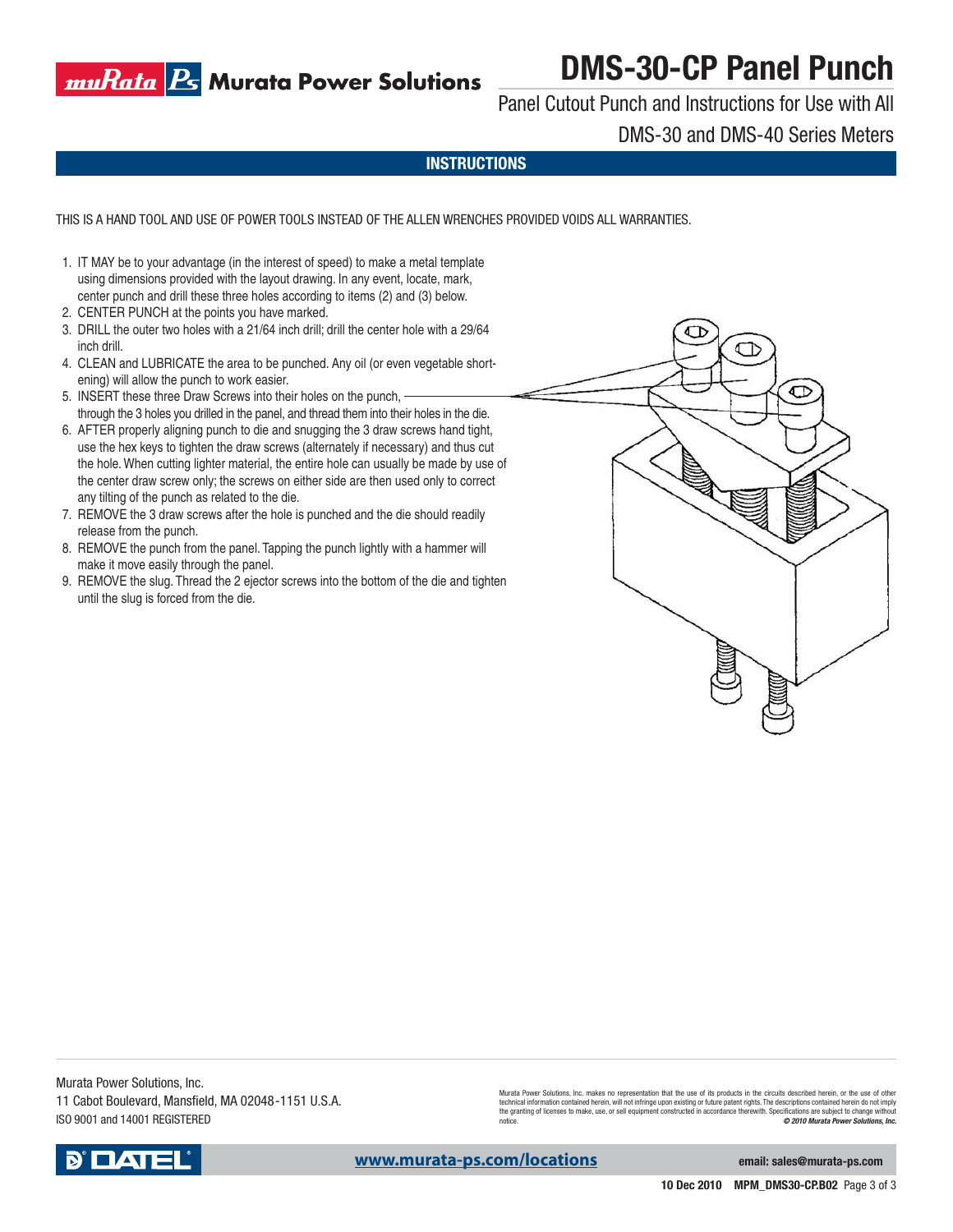# DMS-30-CP Panel Punch

Panel Cutout Punch and Instructions for Use with All DMS-30 and DMS-40 Series Meters

## INSTRUCTIONS

THIS IS A HAND TOOL AND USE OF POWER TOOLS INSTEAD OF THE ALLEN WRENCHES PROVIDED VOIDS ALL WARRANTIES.

1. IT MAY be to your advantage (in the interest of speed) to make a metal template using dimensions provided with the layout drawing. In any event, locate, mark, center punch and drill these three holes according to items (2) and (3) below.
2. CENTER PUNCH at the points you have marked.
3. DRILL the outer two holes with a 21/64 inch drill; drill the center hole with a 29/64 inch drill.
4. CLEAN and LUBRICATE the area to be punched. Any oil (or even vegetable shortening) will allow the punch to work easier.
5. INSERT these three Draw Screws into their holes on the punch, through the 3 holes you drilled in the panel, and thread them into their holes in the die.
6. AFTER properly aligning punch to die and snugging the 3 draw screws hand tight, use the hex keys to tighten the draw screws (alternately if necessary) and thus cut the hole. When cutting lighter material, the entire hole can usually be made by use of the center draw screw only; the screws on either side are then used only to correct any tilting of the punch as related to the die.
7. REMOVE the 3 draw screws after the hole is punched and the die should readily release from the punch.
8. REMOVE the punch from the panel. Tapping the punch lightly with a hammer will make it move easily through the panel.
9. REMOVE the slug. Thread the 2 ejector screws into the bottom of the die and tighten until the slug is forced from the die.

Murata Power Solutions, Inc.
11 Cabot Boulevard, Mansfield, MA 02048-1151 U.S.A.
ISO 9001 and 14001 REGISTERED

Murata Power Solutions, Inc. makes no representation that the use of its products in the circuits described herein, or the use of other technical information contained herein, will not infringe upon existing or future patent rights. The descriptions contained herein do not imply the granting of licenses to make, use, or sell equipment constructed in accordance therewith. Specifications are subject to change without notice.
*© 2010 Murata Power Solutions, Inc.*

www.murata-ps.com/locations

email: sales@murata-ps.com

10 Dec 2010 MPM_DMS30-CP.B02